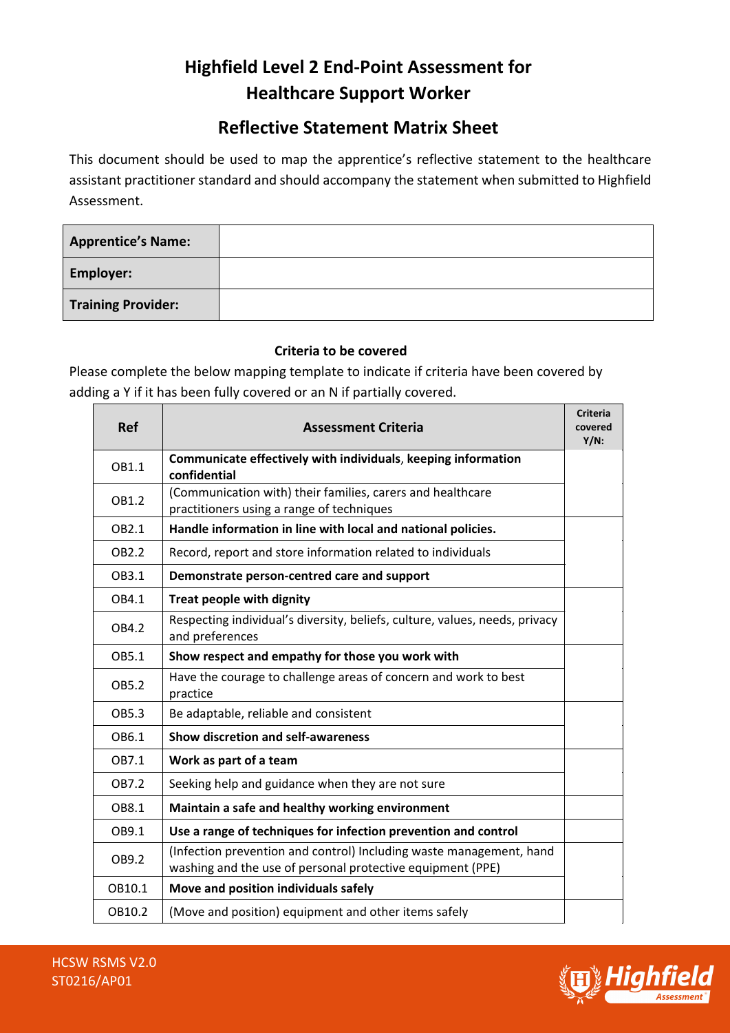# Highfield Level 2 End-Point Assessment for Healthcare Support Worker

## Reflective Statement Matrix Sheet

This document should be used to map the apprentice's reflective statement to the healthcare assistant practitioner standard and should accompany the statement when submitted to Highfield Assessment.

| **Apprentice's Name:** | |
|---|---|
| **Employer:** | |
| **Training Provider:** | |

**Criteria to be covered**

Please complete the below mapping template to indicate if criteria have been covered by adding a Y if it has been fully covered or an N if partially covered.

| Ref | Assessment Criteria | Criteria covered Y/N: |
|---|---|---|
| OB1.1 | **Communicate effectively with individuals**, **keeping information confidential** | |
| OB1.2 | (Communication with) their families, carers and healthcare practitioners using a range of techniques | |
| OB2.1 | **Handle information in line with local and national policies.** | |
| OB2.2 | Record, report and store information related to individuals | |
| OB3.1 | **Demonstrate person-centred care and support** | |
| OB4.1 | **Treat people with dignity** | |
| OB4.2 | Respecting individual's diversity, beliefs, culture, values, needs, privacy and preferences | |
| OB5.1 | **Show respect and empathy for those you work with** | |
| OB5.2 | Have the courage to challenge areas of concern and work to best practice | |
| OB5.3 | Be adaptable, reliable and consistent | |
| OB6.1 | **Show discretion and self-awareness** | |
| OB7.1 | **Work as part of a team** | |
| OB7.2 | Seeking help and guidance when they are not sure | |
| OB8.1 | **Maintain a safe and healthy working environment** | |
| OB9.1 | **Use a range of techniques for infection prevention and control** | |
| OB9.2 | (Infection prevention and control) Including waste management, hand washing and the use of personal protective equipment (PPE) | |
| OB10.1 | **Move and position individuals safely** | |
| OB10.2 | (Move and position) equipment and other items safely | |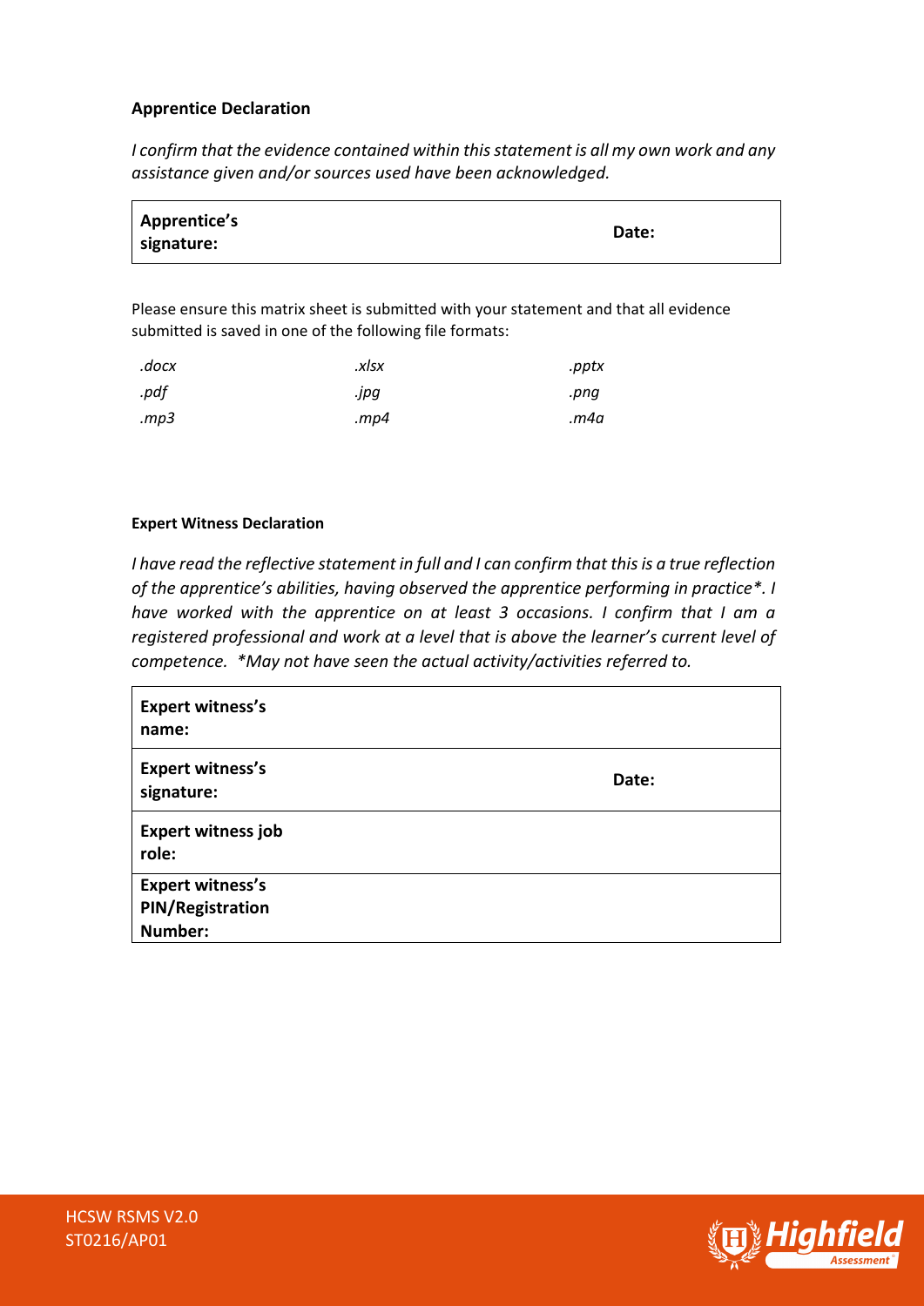**Apprentice Declaration**

*I confirm that the evidence contained within this statement is all my own work and any assistance given and/or sources used have been acknowledged.*

| | | | |
|---|---|---|---|
| **Apprentice's signature:** | | **Date:** | |

Please ensure this matrix sheet is submitted with your statement and that all evidence submitted is saved in one of the following file formats:

| | | |
|---|---|---|
| *.docx* | *.xlsx* | *.pptx* |
| *.pdf* | *.jpg* | *.png* |
| *.mp3* | *.mp4* | *.m4a* |

**Expert Witness Declaration**

*I have read the reflective statement in full and I can confirm that this is a true reflection of the apprentice's abilities, having observed the apprentice performing in practice*. I have worked with the apprentice on at least 3 occasions. I confirm that I am a registered professional and work at a level that is above the learner's current level of competence. *May not have seen the actual activity/activities referred to.*

| | | | |
|---|---|---|---|
| **Expert witness's name:** | | | |
| **Expert witness's signature:** | | **Date:** | |
| **Expert witness job role:** | | | |
| **Expert witness's PIN/Registration Number:** | | | |

HCSW RSMS V2.0
ST0216/AP01